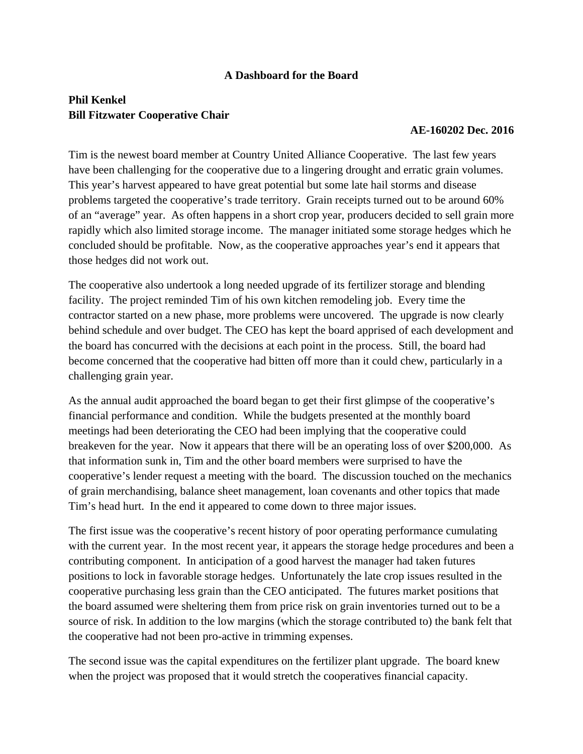# A Dashboard for the Board

**Phil Kenkel**
**Bill Fitzwater Cooperative Chair**

**AE-160202 Dec. 2016**

Tim is the newest board member at Country United Alliance Cooperative. The last few years have been challenging for the cooperative due to a lingering drought and erratic grain volumes. This year's harvest appeared to have great potential but some late hail storms and disease problems targeted the cooperative's trade territory. Grain receipts turned out to be around 60% of an "average" year. As often happens in a short crop year, producers decided to sell grain more rapidly which also limited storage income. The manager initiated some storage hedges which he concluded should be profitable. Now, as the cooperative approaches year's end it appears that those hedges did not work out.

The cooperative also undertook a long needed upgrade of its fertilizer storage and blending facility. The project reminded Tim of his own kitchen remodeling job. Every time the contractor started on a new phase, more problems were uncovered. The upgrade is now clearly behind schedule and over budget. The CEO has kept the board apprised of each development and the board has concurred with the decisions at each point in the process. Still, the board had become concerned that the cooperative had bitten off more than it could chew, particularly in a challenging grain year.

As the annual audit approached the board began to get their first glimpse of the cooperative's financial performance and condition. While the budgets presented at the monthly board meetings had been deteriorating the CEO had been implying that the cooperative could breakeven for the year. Now it appears that there will be an operating loss of over $200,000. As that information sunk in, Tim and the other board members were surprised to have the cooperative's lender request a meeting with the board. The discussion touched on the mechanics of grain merchandising, balance sheet management, loan covenants and other topics that made Tim's head hurt. In the end it appeared to come down to three major issues.

The first issue was the cooperative's recent history of poor operating performance cumulating with the current year. In the most recent year, it appears the storage hedge procedures and been a contributing component. In anticipation of a good harvest the manager had taken futures positions to lock in favorable storage hedges. Unfortunately the late crop issues resulted in the cooperative purchasing less grain than the CEO anticipated. The futures market positions that the board assumed were sheltering them from price risk on grain inventories turned out to be a source of risk. In addition to the low margins (which the storage contributed to) the bank felt that the cooperative had not been pro-active in trimming expenses.

The second issue was the capital expenditures on the fertilizer plant upgrade. The board knew when the project was proposed that it would stretch the cooperatives financial capacity.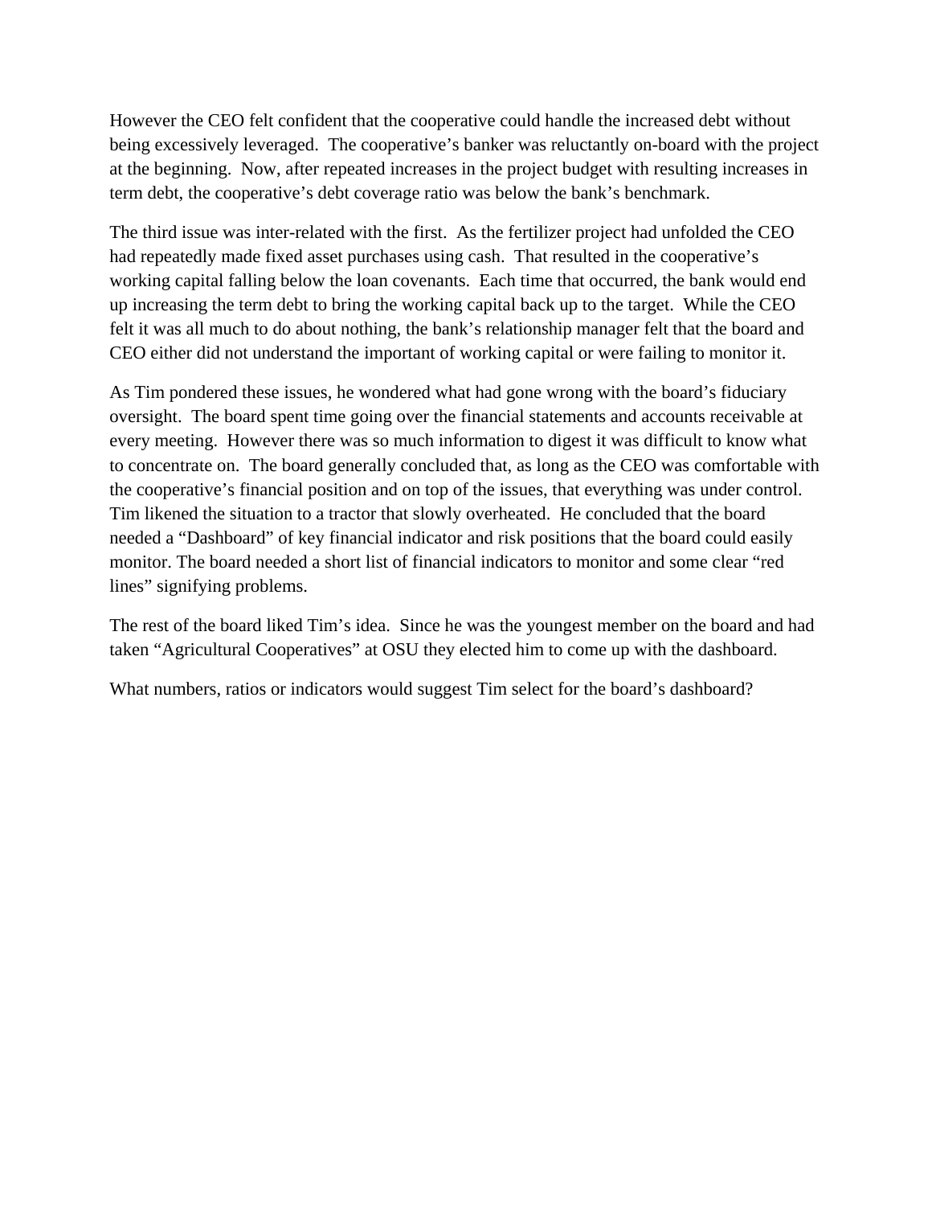However the CEO felt confident that the cooperative could handle the increased debt without being excessively leveraged. The cooperative's banker was reluctantly on-board with the project at the beginning. Now, after repeated increases in the project budget with resulting increases in term debt, the cooperative's debt coverage ratio was below the bank's benchmark.

The third issue was inter-related with the first. As the fertilizer project had unfolded the CEO had repeatedly made fixed asset purchases using cash. That resulted in the cooperative's working capital falling below the loan covenants. Each time that occurred, the bank would end up increasing the term debt to bring the working capital back up to the target. While the CEO felt it was all much to do about nothing, the bank's relationship manager felt that the board and CEO either did not understand the important of working capital or were failing to monitor it.

As Tim pondered these issues, he wondered what had gone wrong with the board's fiduciary oversight. The board spent time going over the financial statements and accounts receivable at every meeting. However there was so much information to digest it was difficult to know what to concentrate on. The board generally concluded that, as long as the CEO was comfortable with the cooperative's financial position and on top of the issues, that everything was under control. Tim likened the situation to a tractor that slowly overheated. He concluded that the board needed a "Dashboard" of key financial indicator and risk positions that the board could easily monitor. The board needed a short list of financial indicators to monitor and some clear "red lines" signifying problems.

The rest of the board liked Tim's idea. Since he was the youngest member on the board and had taken "Agricultural Cooperatives" at OSU they elected him to come up with the dashboard.

What numbers, ratios or indicators would suggest Tim select for the board's dashboard?